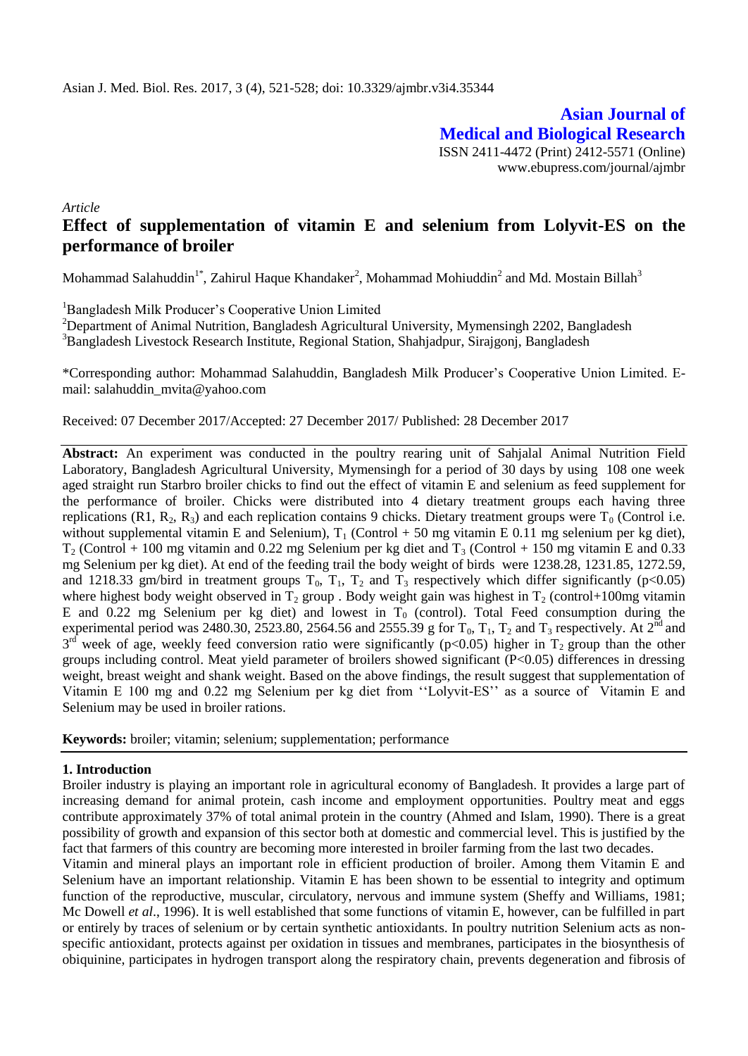Asian J. Med. Biol. Res. 2017, 3 (4), 521-528; doi: 10.3329/ajmbr.v3i4.35344

**Asian Journal of Medical and Biological Research**
ISSN 2411-4472 (Print) 2412-5571 (Online)
www.ebupress.com/journal/ajmbr

*Article*

# Effect of supplementation of vitamin E and selenium from Lolyvit-ES on the performance of broiler

Mohammad Salahuddin[1*], Zahirul Haque Khandaker[2], Mohammad Mohiuddin[2] and Md. Mostain Billah[3]

[1]Bangladesh Milk Producer's Cooperative Union Limited
[2]Department of Animal Nutrition, Bangladesh Agricultural University, Mymensingh 2202, Bangladesh
[3]Bangladesh Livestock Research Institute, Regional Station, Shahjadpur, Sirajgonj, Bangladesh

*Corresponding author: Mohammad Salahuddin, Bangladesh Milk Producer's Cooperative Union Limited. E-mail: salahuddin_mvita@yahoo.com

Received: 07 December 2017/Accepted: 27 December 2017/ Published: 28 December 2017

**Abstract:** An experiment was conducted in the poultry rearing unit of Sahjalal Animal Nutrition Field Laboratory, Bangladesh Agricultural University, Mymensingh for a period of 30 days by using 108 one week aged straight run Starbro broiler chicks to find out the effect of vitamin E and selenium as feed supplement for the performance of broiler. Chicks were distributed into 4 dietary treatment groups each having three replications (R1, $R_2$, $R_3$) and each replication contains 9 chicks. Dietary treatment groups were $T_0$ (Control i.e. without supplemental vitamin E and Selenium), $T_1$ (Control + 50 mg vitamin E 0.11 mg selenium per kg diet), $T_2$ (Control + 100 mg vitamin and 0.22 mg Selenium per kg diet and $T_3$ (Control + 150 mg vitamin E and 0.33 mg Selenium per kg diet). At end of the feeding trail the body weight of birds were 1238.28, 1231.85, 1272.59, and 1218.33 gm/bird in treatment groups $T_0$, $T_1$, $T_2$ and $T_3$ respectively which differ significantly ($p<0.05$) where highest body weight observed in $T_2$ group . Body weight gain was highest in $T_2$ (control+100mg vitamin E and 0.22 mg Selenium per kg diet) and lowest in $T_0$ (control). Total Feed consumption during the experimental period was 2480.30, 2523.80, 2564.56 and 2555.39 g for $T_0$, $T_1$, $T_2$ and $T_3$ respectively. At 2[nd] and 3[rd] week of age, weekly feed conversion ratio were significantly ($p<0.05$) higher in $T_2$ group than the other groups including control. Meat yield parameter of broilers showed significant ($P<0.05$) differences in dressing weight, breast weight and shank weight. Based on the above findings, the result suggest that supplementation of Vitamin E 100 mg and 0.22 mg Selenium per kg diet from ''Lolyvit-ES'' as a source of Vitamin E and Selenium may be used in broiler rations.

**Keywords:** broiler; vitamin; selenium; supplementation; performance

## 1. Introduction

Broiler industry is playing an important role in agricultural economy of Bangladesh. It provides a large part of increasing demand for animal protein, cash income and employment opportunities. Poultry meat and eggs contribute approximately 37% of total animal protein in the country (Ahmed and Islam, 1990). There is a great possibility of growth and expansion of this sector both at domestic and commercial level. This is justified by the fact that farmers of this country are becoming more interested in broiler farming from the last two decades.

Vitamin and mineral plays an important role in efficient production of broiler. Among them Vitamin E and Selenium have an important relationship. Vitamin E has been shown to be essential to integrity and optimum function of the reproductive, muscular, circulatory, nervous and immune system (Sheffy and Williams, 1981; Mc Dowell *et al*., 1996). It is well established that some functions of vitamin E, however, can be fulfilled in part or entirely by traces of selenium or by certain synthetic antioxidants. In poultry nutrition Selenium acts as non-specific antioxidant, protects against per oxidation in tissues and membranes, participates in the biosynthesis of obiquinine, participates in hydrogen transport along the respiratory chain, prevents degeneration and fibrosis of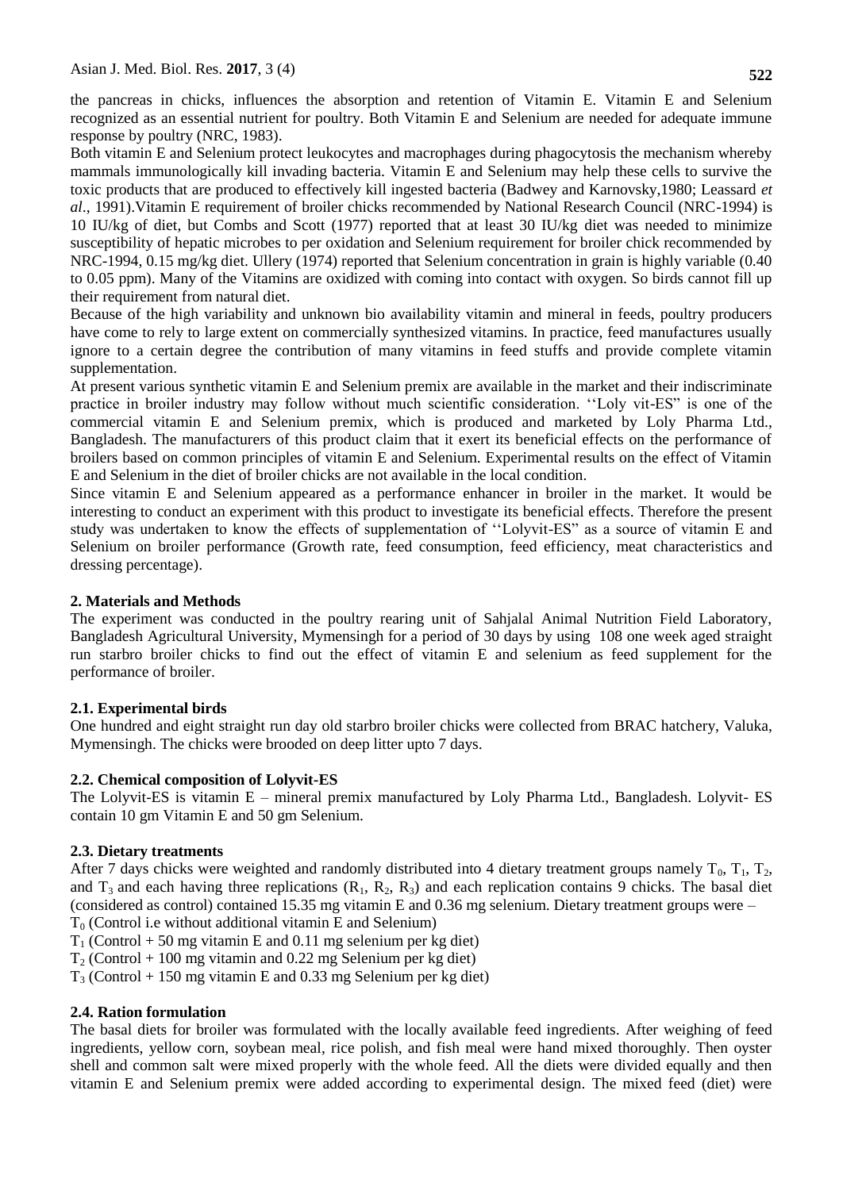the pancreas in chicks, influences the absorption and retention of Vitamin E. Vitamin E and Selenium recognized as an essential nutrient for poultry. Both Vitamin E and Selenium are needed for adequate immune response by poultry (NRC, 1983).

Both vitamin E and Selenium protect leukocytes and macrophages during phagocytosis the mechanism whereby mammals immunologically kill invading bacteria. Vitamin E and Selenium may help these cells to survive the toxic products that are produced to effectively kill ingested bacteria (Badwey and Karnovsky,1980; Leassard *et al*., 1991).Vitamin E requirement of broiler chicks recommended by National Research Council (NRC-1994) is 10 IU/kg of diet, but Combs and Scott (1977) reported that at least 30 IU/kg diet was needed to minimize susceptibility of hepatic microbes to per oxidation and Selenium requirement for broiler chick recommended by NRC-1994, 0.15 mg/kg diet. Ullery (1974) reported that Selenium concentration in grain is highly variable (0.40 to 0.05 ppm). Many of the Vitamins are oxidized with coming into contact with oxygen. So birds cannot fill up their requirement from natural diet.

Because of the high variability and unknown bio availability vitamin and mineral in feeds, poultry producers have come to rely to large extent on commercially synthesized vitamins. In practice, feed manufactures usually ignore to a certain degree the contribution of many vitamins in feed stuffs and provide complete vitamin supplementation.

At present various synthetic vitamin E and Selenium premix are available in the market and their indiscriminate practice in broiler industry may follow without much scientific consideration. ''Loly vit-ES" is one of the commercial vitamin E and Selenium premix, which is produced and marketed by Loly Pharma Ltd., Bangladesh. The manufacturers of this product claim that it exert its beneficial effects on the performance of broilers based on common principles of vitamin E and Selenium. Experimental results on the effect of Vitamin E and Selenium in the diet of broiler chicks are not available in the local condition.

Since vitamin E and Selenium appeared as a performance enhancer in broiler in the market. It would be interesting to conduct an experiment with this product to investigate its beneficial effects. Therefore the present study was undertaken to know the effects of supplementation of ''Lolyvit-ES" as a source of vitamin E and Selenium on broiler performance (Growth rate, feed consumption, feed efficiency, meat characteristics and dressing percentage).

## 2. Materials and Methods

The experiment was conducted in the poultry rearing unit of Sahjalal Animal Nutrition Field Laboratory, Bangladesh Agricultural University, Mymensingh for a period of 30 days by using 108 one week aged straight run starbro broiler chicks to find out the effect of vitamin E and selenium as feed supplement for the performance of broiler.

### 2.1. Experimental birds

One hundred and eight straight run day old starbro broiler chicks were collected from BRAC hatchery, Valuka, Mymensingh. The chicks were brooded on deep litter upto 7 days.

### 2.2. Chemical composition of Lolyvit-ES

The Lolyvit-ES is vitamin E – mineral premix manufactured by Loly Pharma Ltd., Bangladesh. Lolyvit- ES contain 10 gm Vitamin E and 50 gm Selenium.

### 2.3. Dietary treatments

After 7 days chicks were weighted and randomly distributed into 4 dietary treatment groups namely $T_0$, $T_1$, $T_2$, and $T_3$ and each having three replications ($R_1$, $R_2$, $R_3$) and each replication contains 9 chicks. The basal diet (considered as control) contained 15.35 mg vitamin E and 0.36 mg selenium. Dietary treatment groups were –

$T_0$ (Control i.e without additional vitamin E and Selenium)

$T_1$ (Control + 50 mg vitamin E and 0.11 mg selenium per kg diet)

$T_2$ (Control + 100 mg vitamin and 0.22 mg Selenium per kg diet)

$T_3$ (Control + 150 mg vitamin E and 0.33 mg Selenium per kg diet)

### 2.4. Ration formulation

The basal diets for broiler was formulated with the locally available feed ingredients. After weighing of feed ingredients, yellow corn, soybean meal, rice polish, and fish meal were hand mixed thoroughly. Then oyster shell and common salt were mixed properly with the whole feed. All the diets were divided equally and then vitamin E and Selenium premix were added according to experimental design. The mixed feed (diet) were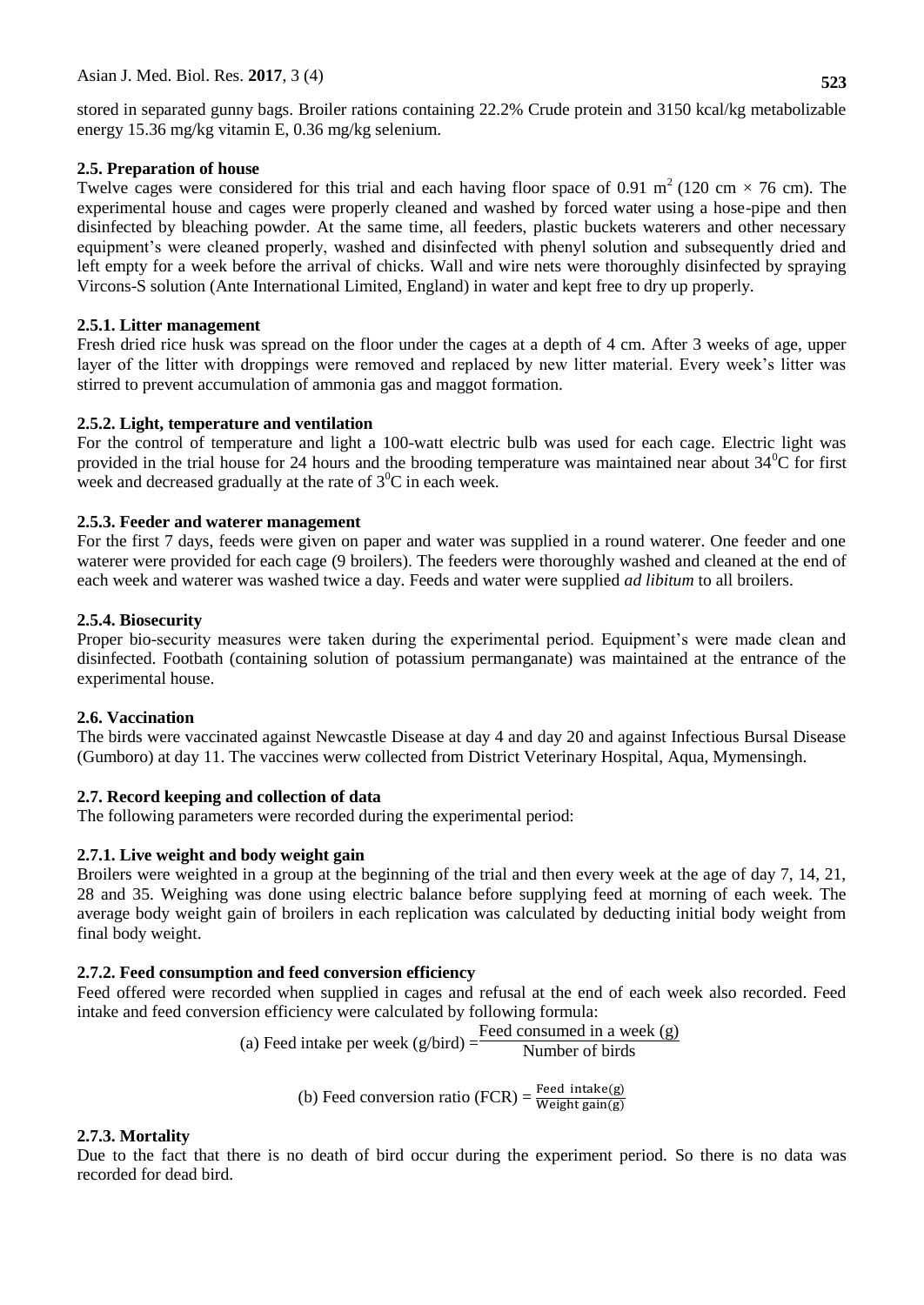stored in separated gunny bags. Broiler rations containing 22.2% Crude protein and 3150 kcal/kg metabolizable energy 15.36 mg/kg vitamin E, 0.36 mg/kg selenium.

### 2.5. Preparation of house

Twelve cages were considered for this trial and each having floor space of 0.91 $m^2$ (120 cm × 76 cm). The experimental house and cages were properly cleaned and washed by forced water using a hose-pipe and then disinfected by bleaching powder. At the same time, all feeders, plastic buckets waterers and other necessary equipment's were cleaned properly, washed and disinfected with phenyl solution and subsequently dried and left empty for a week before the arrival of chicks. Wall and wire nets were thoroughly disinfected by spraying Vircons-S solution (Ante International Limited, England) in water and kept free to dry up properly.

#### 2.5.1. Litter management

Fresh dried rice husk was spread on the floor under the cages at a depth of 4 cm. After 3 weeks of age, upper layer of the litter with droppings were removed and replaced by new litter material. Every week's litter was stirred to prevent accumulation of ammonia gas and maggot formation.

#### 2.5.2. Light, temperature and ventilation

For the control of temperature and light a 100-watt electric bulb was used for each cage. Electric light was provided in the trial house for 24 hours and the brooding temperature was maintained near about 34$^0$C for first week and decreased gradually at the rate of 3$^0$C in each week.

#### 2.5.3. Feeder and waterer management

For the first 7 days, feeds were given on paper and water was supplied in a round waterer. One feeder and one waterer were provided for each cage (9 broilers). The feeders were thoroughly washed and cleaned at the end of each week and waterer was washed twice a day. Feeds and water were supplied *ad libitum* to all broilers.

#### 2.5.4. Biosecurity

Proper bio-security measures were taken during the experimental period. Equipment's were made clean and disinfected. Footbath (containing solution of potassium permanganate) was maintained at the entrance of the experimental house.

### 2.6. Vaccination

The birds were vaccinated against Newcastle Disease at day 4 and day 20 and against Infectious Bursal Disease (Gumboro) at day 11. The vaccines werw collected from District Veterinary Hospital, Aqua, Mymensingh.

### 2.7. Record keeping and collection of data

The following parameters were recorded during the experimental period:

#### 2.7.1. Live weight and body weight gain

Broilers were weighted in a group at the beginning of the trial and then every week at the age of day 7, 14, 21, 28 and 35. Weighing was done using electric balance before supplying feed at morning of each week. The average body weight gain of broilers in each replication was calculated by deducting initial body weight from final body weight.

#### 2.7.2. Feed consumption and feed conversion efficiency

Feed offered were recorded when supplied in cages and refusal at the end of each week also recorded. Feed intake and feed conversion efficiency were calculated by following formula:

$$\text{(a) Feed intake per week (g/bird)} = \frac{\text{Feed consumed in a week (g)}}{\text{Number of birds}}$$

$$\text{(b) Feed conversion ratio (FCR)} = \frac{\text{Feed intake(g)}}{\text{Weight gain(g)}}$$

#### 2.7.3. Mortality

Due to the fact that there is no death of bird occur during the experiment period. So there is no data was recorded for dead bird.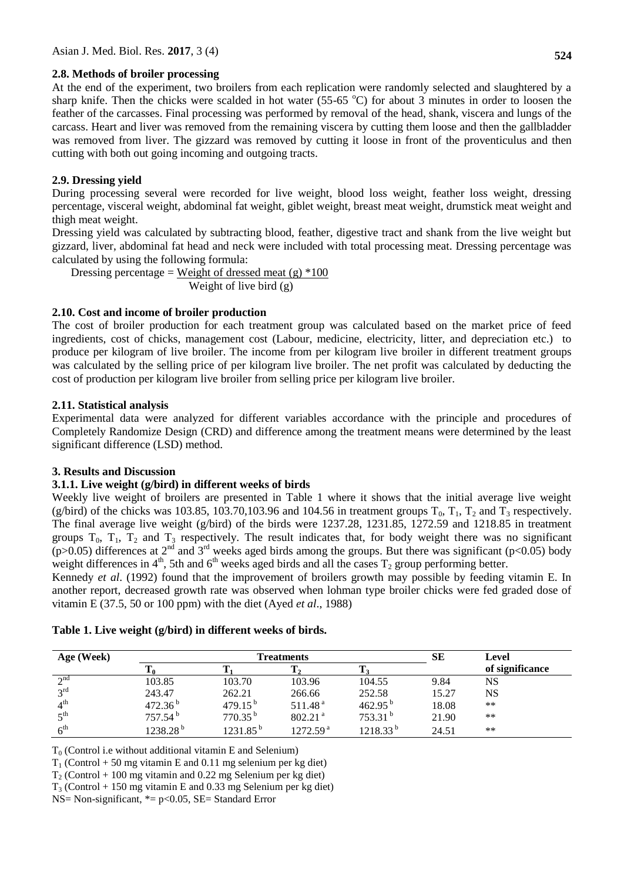### 2.8. Methods of broiler processing

At the end of the experiment, two broilers from each replication were randomly selected and slaughtered by a sharp knife. Then the chicks were scalded in hot water (55-65 °C) for about 3 minutes in order to loosen the feather of the carcasses. Final processing was performed by removal of the head, shank, viscera and lungs of the carcass. Heart and liver was removed from the remaining viscera by cutting them loose and then the gallbladder was removed from liver. The gizzard was removed by cutting it loose in front of the proventiculus and then cutting with both out going incoming and outgoing tracts.

### 2.9. Dressing yield

During processing several were recorded for live weight, blood loss weight, feather loss weight, dressing percentage, visceral weight, abdominal fat weight, giblet weight, breast meat weight, drumstick meat weight and thigh meat weight.

Dressing yield was calculated by subtracting blood, feather, digestive tract and shank from the live weight but gizzard, liver, abdominal fat head and neck were included with total processing meat. Dressing percentage was calculated by using the following formula:

$$\text{Dressing percentage} = \frac{\text{Weight of dressed meat (g)} * 100}{\text{Weight of live bird (g)}}$$

### 2.10. Cost and income of broiler production

The cost of broiler production for each treatment group was calculated based on the market price of feed ingredients, cost of chicks, management cost (Labour, medicine, electricity, litter, and depreciation etc.) to produce per kilogram of live broiler. The income from per kilogram live broiler in different treatment groups was calculated by the selling price of per kilogram live broiler. The net profit was calculated by deducting the cost of production per kilogram live broiler from selling price per kilogram live broiler.

### 2.11. Statistical analysis

Experimental data were analyzed for different variables accordance with the principle and procedures of Completely Randomize Design (CRD) and difference among the treatment means were determined by the least significant difference (LSD) method.

## 3. Results and Discussion

### 3.1.1. Live weight (g/bird) in different weeks of birds

Weekly live weight of broilers are presented in Table 1 where it shows that the initial average live weight (g/bird) of the chicks was 103.85, 103.70,103.96 and 104.56 in treatment groups $T_0$, $T_1$, $T_2$ and $T_3$ respectively. The final average live weight (g/bird) of the birds were 1237.28, 1231.85, 1272.59 and 1218.85 in treatment groups $T_0$, $T_1$, $T_2$ and $T_3$ respectively. The result indicates that, for body weight there was no significant ($p>0.05$) differences at 2[nd] and 3[rd] weeks aged birds among the groups. But there was significant ($p<0.05$) body weight differences in 4[th], 5th and 6[th] weeks aged birds and all the cases $T_2$ group performing better.

Kennedy *et al*. (1992) found that the improvement of broilers growth may possible by feeding vitamin E. In another report, decreased growth rate was observed when lohman type broiler chicks were fed graded dose of vitamin E (37.5, 50 or 100 ppm) with the diet (Ayed *et al*., 1988)

**Table 1. Live weight (g/bird) in different weeks of birds.**

| Age (Week) | Treatments | | | | SE | Level of significance |
|---|---|---|---|---|---|---|
| | $T_0$ | $T_1$ | $T_2$ | $T_3$ | | |
| 2[nd] | 103.85 | 103.70 | 103.96 | 104.55 | 9.84 | NS |
| 3[rd] | 243.47 | 262.21 | 266.66 | 252.58 | 15.27 | NS |
| 4[th] | 472.36 [b] | 479.15 [b] | 511.48 [a] | 462.95 [b] | 18.08 | ** |
| 5[th] | 757.54 [b] | 770.35 [b] | 802.21 [a] | 753.31 [b] | 21.90 | ** |
| 6[th] | 1238.28 [b] | 1231.85 [b] | 1272.59 [a] | 1218.33 [b] | 24.51 | ** |

$T_0$ (Control i.e without additional vitamin E and Selenium)

$T_1$ (Control + 50 mg vitamin E and 0.11 mg selenium per kg diet)

$T_2$ (Control + 100 mg vitamin and 0.22 mg Selenium per kg diet)

$T_3$ (Control + 150 mg vitamin E and 0.33 mg Selenium per kg diet)

NS= Non-significant, *= $p<0.05$, SE= Standard Error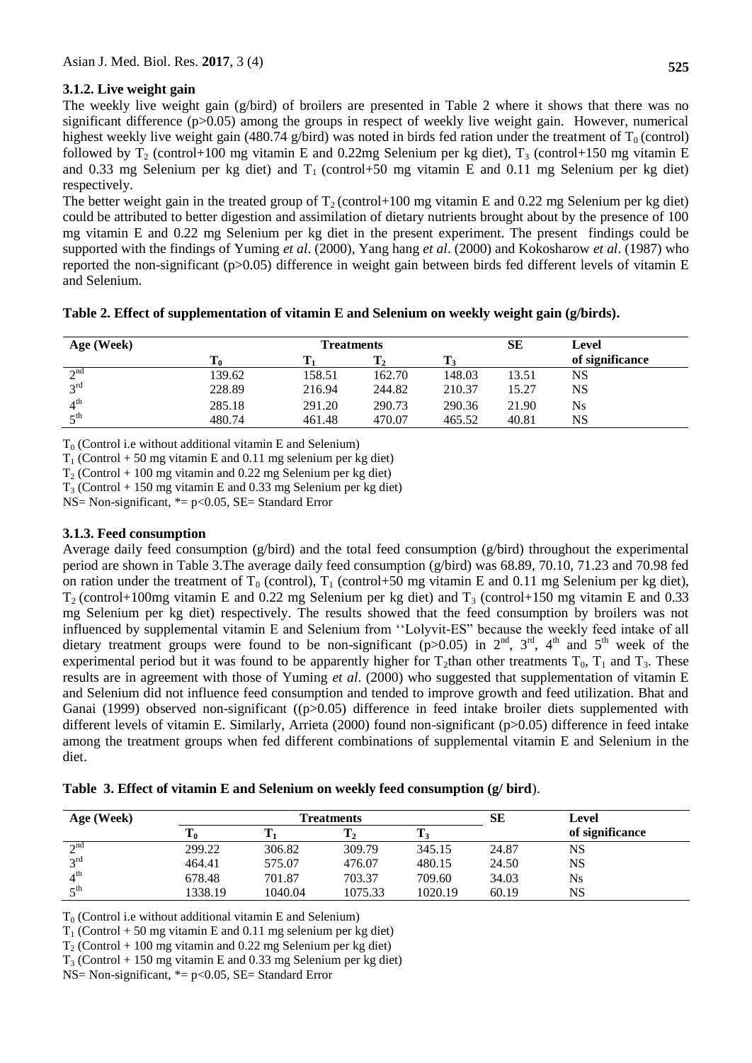### 3.1.2. Live weight gain

The weekly live weight gain (g/bird) of broilers are presented in Table 2 where it shows that there was no significant difference ($p>0.05$) among the groups in respect of weekly live weight gain. However, numerical highest weekly live weight gain (480.74 g/bird) was noted in birds fed ration under the treatment of $T_0$ (control) followed by $T_2$ (control+100 mg vitamin E and 0.22mg Selenium per kg diet), $T_3$ (control+150 mg vitamin E and 0.33 mg Selenium per kg diet) and $T_1$ (control+50 mg vitamin E and 0.11 mg Selenium per kg diet) respectively.

The better weight gain in the treated group of $T_2$ (control+100 mg vitamin E and 0.22 mg Selenium per kg diet) could be attributed to better digestion and assimilation of dietary nutrients brought about by the presence of 100 mg vitamin E and 0.22 mg Selenium per kg diet in the present experiment. The present findings could be supported with the findings of Yuming *et al*. (2000), Yang hang *et al*. (2000) and Kokosharow *et al*. (1987) who reported the non-significant ($p>0.05$) difference in weight gain between birds fed different levels of vitamin E and Selenium.

**Table 2. Effect of supplementation of vitamin E and Selenium on weekly weight gain (g/birds).**

| Age (Week) | Treatments | | | | SE | Level of significance |
|---|---|---|---|---|---|---|
| | $T_0$ | $T_1$ | $T_2$ | $T_3$ | | |
| $2^{nd}$ | 139.62 | 158.51 | 162.70 | 148.03 | 13.51 | NS |
| $3^{rd}$ | 228.89 | 216.94 | 244.82 | 210.37 | 15.27 | NS |
| $4^{th}$ | 285.18 | 291.20 | 290.73 | 290.36 | 21.90 | Ns |
| $5^{th}$ | 480.74 | 461.48 | 470.07 | 465.52 | 40.81 | NS |

$T_0$ (Control i.e without additional vitamin E and Selenium)
$T_1$ (Control + 50 mg vitamin E and 0.11 mg selenium per kg diet)
$T_2$ (Control + 100 mg vitamin and 0.22 mg Selenium per kg diet)
$T_3$ (Control + 150 mg vitamin E and 0.33 mg Selenium per kg diet)
NS= Non-significant, *= $p<0.05$, SE= Standard Error

### 3.1.3. Feed consumption

Average daily feed consumption (g/bird) and the total feed consumption (g/bird) throughout the experimental period are shown in Table 3.The average daily feed consumption (g/bird) was 68.89, 70.10, 71.23 and 70.98 fed on ration under the treatment of $T_0$ (control), $T_1$ (control+50 mg vitamin E and 0.11 mg Selenium per kg diet), $T_2$ (control+100mg vitamin E and 0.22 mg Selenium per kg diet) and $T_3$ (control+150 mg vitamin E and 0.33 mg Selenium per kg diet) respectively. The results showed that the feed consumption by broilers was not influenced by supplemental vitamin E and Selenium from ''Lolyvit-ES" because the weekly feed intake of all dietary treatment groups were found to be non-significant ($p>0.05$) in $2^{nd}$, $3^{rd}$, $4^{th}$ and $5^{th}$ week of the experimental period but it was found to be apparently higher for $T_2$than other treatments $T_0$, $T_1$ and $T_3$. These results are in agreement with those of Yuming *et al*. (2000) who suggested that supplementation of vitamin E and Selenium did not influence feed consumption and tended to improve growth and feed utilization. Bhat and Ganai (1999) observed non-significant (($p>0.05$) difference in feed intake broiler diets supplemented with different levels of vitamin E. Similarly, Arrieta (2000) found non-significant ($p>0.05$) difference in feed intake among the treatment groups when fed different combinations of supplemental vitamin E and Selenium in the diet.

**Table 3. Effect of vitamin E and Selenium on weekly feed consumption (g/ bird).**

| Age (Week) | Treatments | | | | SE | Level of significance |
|---|---|---|---|---|---|---|
| | $T_0$ | $T_1$ | $T_2$ | $T_3$ | | |
| $2^{nd}$ | 299.22 | 306.82 | 309.79 | 345.15 | 24.87 | NS |
| $3^{rd}$ | 464.41 | 575.07 | 476.07 | 480.15 | 24.50 | NS |
| $4^{th}$ | 678.48 | 701.87 | 703.37 | 709.60 | 34.03 | Ns |
| $5^{th}$ | 1338.19 | 1040.04 | 1075.33 | 1020.19 | 60.19 | NS |

$T_0$ (Control i.e without additional vitamin E and Selenium)
$T_1$ (Control + 50 mg vitamin E and 0.11 mg selenium per kg diet)
$T_2$ (Control + 100 mg vitamin and 0.22 mg Selenium per kg diet)
$T_3$ (Control + 150 mg vitamin E and 0.33 mg Selenium per kg diet)
NS= Non-significant, *= $p<0.05$, SE= Standard Error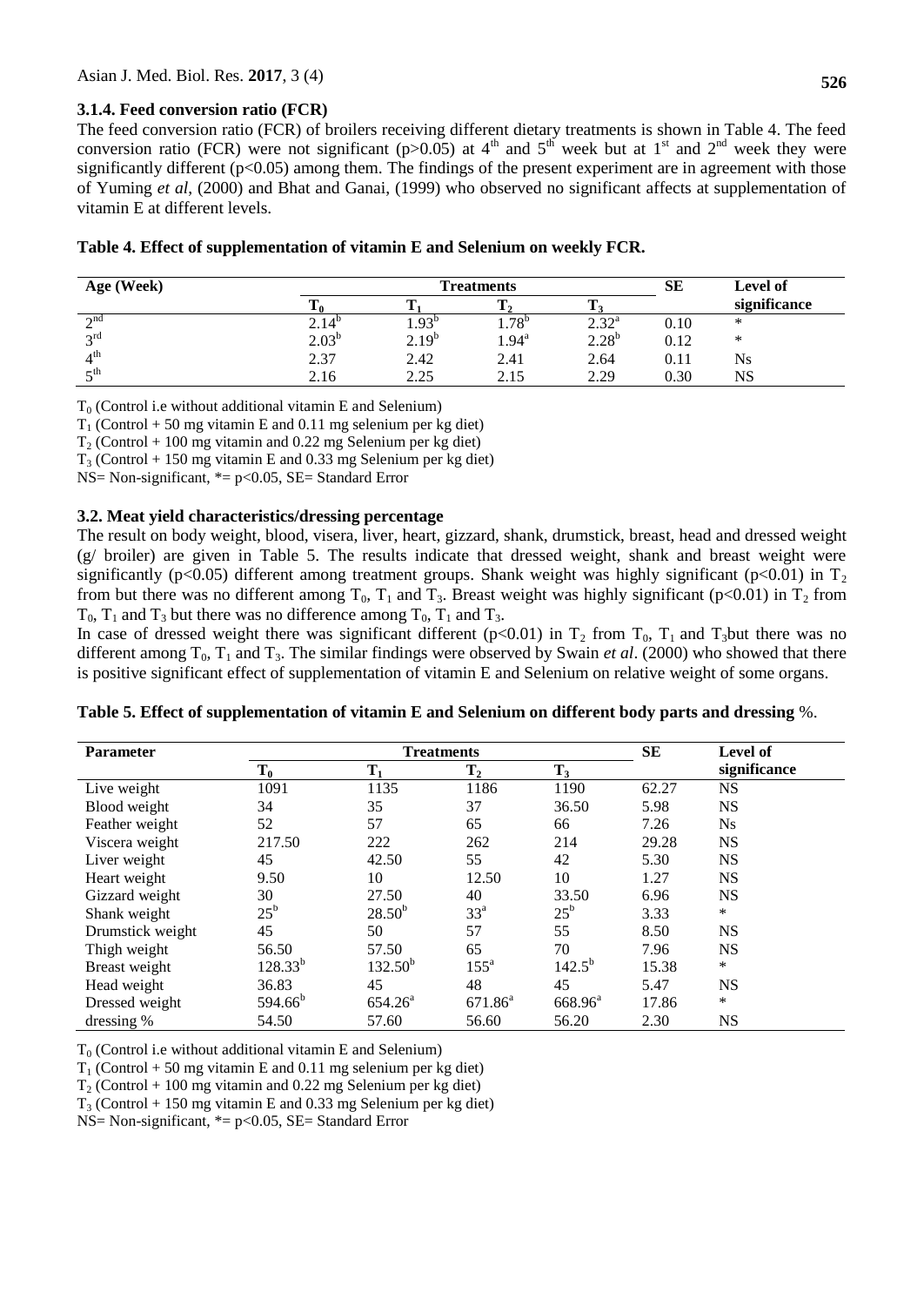### 3.1.4. Feed conversion ratio (FCR)

The feed conversion ratio (FCR) of broilers receiving different dietary treatments is shown in Table 4. The feed conversion ratio (FCR) were not significant ($p>0.05$) at 4th and 5th week but at 1st and 2nd week they were significantly different ($p<0.05$) among them. The findings of the present experiment are in agreement with those of Yuming *et al*, (2000) and Bhat and Ganai, (1999) who observed no significant affects at supplementation of vitamin E at different levels.

**Table 4. Effect of supplementation of vitamin E and Selenium on weekly FCR.**

| Age (Week) | Treatments | | | | SE | Level of significance |
|---|---|---|---|---|---|---|
| | $T_0$ | $T_1$ | $T_2$ | $T_3$ | | |
| 2nd | $2.14^b$ | $1.93^b$ | $1.78^b$ | $2.32^a$ | 0.10 | * |
| 3rd | $2.03^b$ | $2.19^b$ | $1.94^a$ | $2.28^b$ | 0.12 | * |
| 4th | 2.37 | 2.42 | 2.41 | 2.64 | 0.11 | Ns |
| 5th | 2.16 | 2.25 | 2.15 | 2.29 | 0.30 | NS |

$T_0$ (Control i.e without additional vitamin E and Selenium)

$T_1$ (Control + 50 mg vitamin E and 0.11 mg selenium per kg diet)

$T_2$ (Control + 100 mg vitamin and 0.22 mg Selenium per kg diet)

$T_3$ (Control + 150 mg vitamin E and 0.33 mg Selenium per kg diet)

NS= Non-significant, *= $p<0.05$, SE= Standard Error

## 3.2. Meat yield characteristics/dressing percentage

The result on body weight, blood, visera, liver, heart, gizzard, shank, drumstick, breast, head and dressed weight (g/ broiler) are given in Table 5. The results indicate that dressed weight, shank and breast weight were significantly ($p<0.05$) different among treatment groups. Shank weight was highly significant ($p<0.01$) in $T_2$ from but there was no different among $T_0$, $T_1$ and $T_3$. Breast weight was highly significant ($p<0.01$) in $T_2$ from $T_0$, $T_1$ and $T_3$ but there was no difference among $T_0$, $T_1$ and $T_3$.

In case of dressed weight there was significant different ($p<0.01$) in $T_2$ from $T_0$, $T_1$ and $T_3$but there was no different among $T_0$, $T_1$ and $T_3$. The similar findings were observed by Swain *et al*. (2000) who showed that there is positive significant effect of supplementation of vitamin E and Selenium on relative weight of some organs.

**Table 5. Effect of supplementation of vitamin E and Selenium on different body parts and dressing** %.

| Parameter | Treatments | | | | SE | Level of significance |
|---|---|---|---|---|---|---|
| | $T_0$ | $T_1$ | $T_2$ | $T_3$ | | |
| Live weight | 1091 | 1135 | 1186 | 1190 | 62.27 | NS |
| Blood weight | 34 | 35 | 37 | 36.50 | 5.98 | NS |
| Feather weight | 52 | 57 | 65 | 66 | 7.26 | Ns |
| Viscera weight | 217.50 | 222 | 262 | 214 | 29.28 | NS |
| Liver weight | 45 | 42.50 | 55 | 42 | 5.30 | NS |
| Heart weight | 9.50 | 10 | 12.50 | 10 | 1.27 | NS |
| Gizzard weight | 30 | 27.50 | 40 | 33.50 | 6.96 | NS |
| Shank weight | $25^b$ | $28.50^b$ | $33^a$ | $25^b$ | 3.33 | * |
| Drumstick weight | 45 | 50 | 57 | 55 | 8.50 | NS |
| Thigh weight | 56.50 | 57.50 | 65 | 70 | 7.96 | NS |
| Breast weight | $128.33^b$ | $132.50^b$ | $155^a$ | $142.5^b$ | 15.38 | * |
| Head weight | 36.83 | 45 | 48 | 45 | 5.47 | NS |
| Dressed weight | $594.66^b$ | $654.26^a$ | $671.86^a$ | $668.96^a$ | 17.86 | * |
| dressing % | 54.50 | 57.60 | 56.60 | 56.20 | 2.30 | NS |

$T_0$ (Control i.e without additional vitamin E and Selenium)

$T_1$ (Control + 50 mg vitamin E and 0.11 mg selenium per kg diet)

$T_2$ (Control + 100 mg vitamin and 0.22 mg Selenium per kg diet)

$T_3$ (Control + 150 mg vitamin E and 0.33 mg Selenium per kg diet)

NS= Non-significant, *= $p<0.05$, SE= Standard Error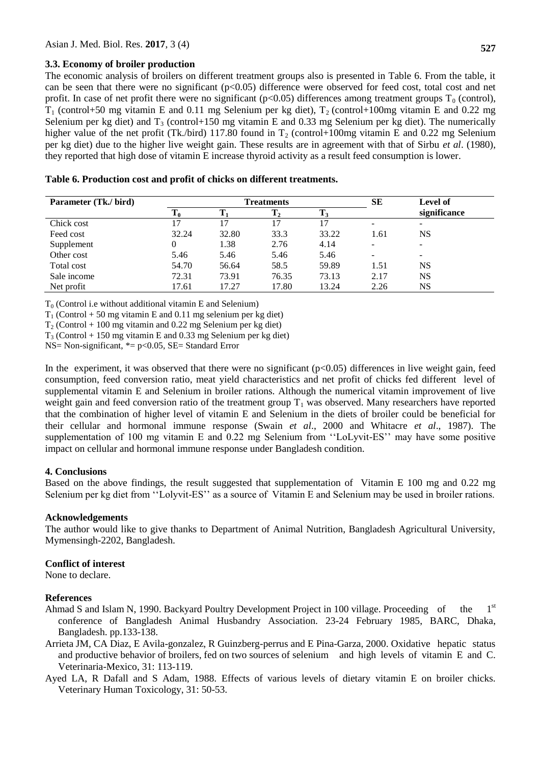### 3.3. Economy of broiler production

The economic analysis of broilers on different treatment groups also is presented in Table 6. From the table, it can be seen that there were no significant ($p<0.05$) difference were observed for feed cost, total cost and net profit. In case of net profit there were no significant ($p<0.05$) differences among treatment groups $T_0$ (control), $T_1$ (control+50 mg vitamin E and 0.11 mg Selenium per kg diet), $T_2$ (control+100mg vitamin E and 0.22 mg Selenium per kg diet) and $T_3$ (control+150 mg vitamin E and 0.33 mg Selenium per kg diet). The numerically higher value of the net profit (Tk./bird) 117.80 found in $T_2$ (control+100mg vitamin E and 0.22 mg Selenium per kg diet) due to the higher live weight gain. These results are in agreement with that of Sirbu *et al*. (1980), they reported that high dose of vitamin E increase thyroid activity as a result feed consumption is lower.

**Table 6. Production cost and profit of chicks on different treatments.**

| Parameter (Tk./ bird) | Treatments | | | | SE | Level of significance |
|---|---|---|---|---|---|---|
| | $T_0$ | $T_1$ | $T_2$ | $T_3$ | | |
| Chick cost | 17 | 17 | 17 | 17 | - | - |
| Feed cost | 32.24 | 32.80 | 33.3 | 33.22 | 1.61 | NS |
| Supplement | 0 | 1.38 | 2.76 | 4.14 | - | - |
| Other cost | 5.46 | 5.46 | 5.46 | 5.46 | - | - |
| Total cost | 54.70 | 56.64 | 58.5 | 59.89 | 1.51 | NS |
| Sale income | 72.31 | 73.91 | 76.35 | 73.13 | 2.17 | NS |
| Net profit | 17.61 | 17.27 | 17.80 | 13.24 | 2.26 | NS |

$T_0$ (Control i.e without additional vitamin E and Selenium)

$T_1$ (Control + 50 mg vitamin E and 0.11 mg selenium per kg diet)

$T_2$ (Control + 100 mg vitamin and 0.22 mg Selenium per kg diet)

$T_3$ (Control + 150 mg vitamin E and 0.33 mg Selenium per kg diet)

NS= Non-significant, *= $p<0.05$, SE= Standard Error

In the experiment, it was observed that there were no significant ($p<0.05$) differences in live weight gain, feed consumption, feed conversion ratio, meat yield characteristics and net profit of chicks fed different level of supplemental vitamin E and Selenium in broiler rations. Although the numerical vitamin improvement of live weight gain and feed conversion ratio of the treatment group $T_1$ was observed. Many researchers have reported that the combination of higher level of vitamin E and Selenium in the diets of broiler could be beneficial for their cellular and hormonal immune response (Swain *et al*., 2000 and Whitacre *et al*., 1987). The supplementation of 100 mg vitamin E and 0.22 mg Selenium from ''LoLyvit-ES'' may have some positive impact on cellular and hormonal immune response under Bangladesh condition.

## 4. Conclusions

Based on the above findings, the result suggested that supplementation of Vitamin E 100 mg and 0.22 mg Selenium per kg diet from ''Lolyvit-ES'' as a source of Vitamin E and Selenium may be used in broiler rations.

### Acknowledgements

The author would like to give thanks to Department of Animal Nutrition, Bangladesh Agricultural University, Mymensingh-2202, Bangladesh.

### Conflict of interest

None to declare.

### References

Ahmad S and Islam N, 1990. Backyard Poultry Development Project in 100 village. Proceeding of the 1st conference of Bangladesh Animal Husbandry Association. 23-24 February 1985, BARC, Dhaka, Bangladesh. pp.133-138.

Arrieta JM, CA Diaz, E Avila-gonzalez, R Guinzberg-perrus and E Pina-Garza, 2000. Oxidative hepatic status and productive behavior of broilers, fed on two sources of selenium and high levels of vitamin E and C. Veterinaria-Mexico, 31: 113-119.

Ayed LA, R Dafall and S Adam, 1988. Effects of various levels of dietary vitamin E on broiler chicks. Veterinary Human Toxicology, 31: 50-53.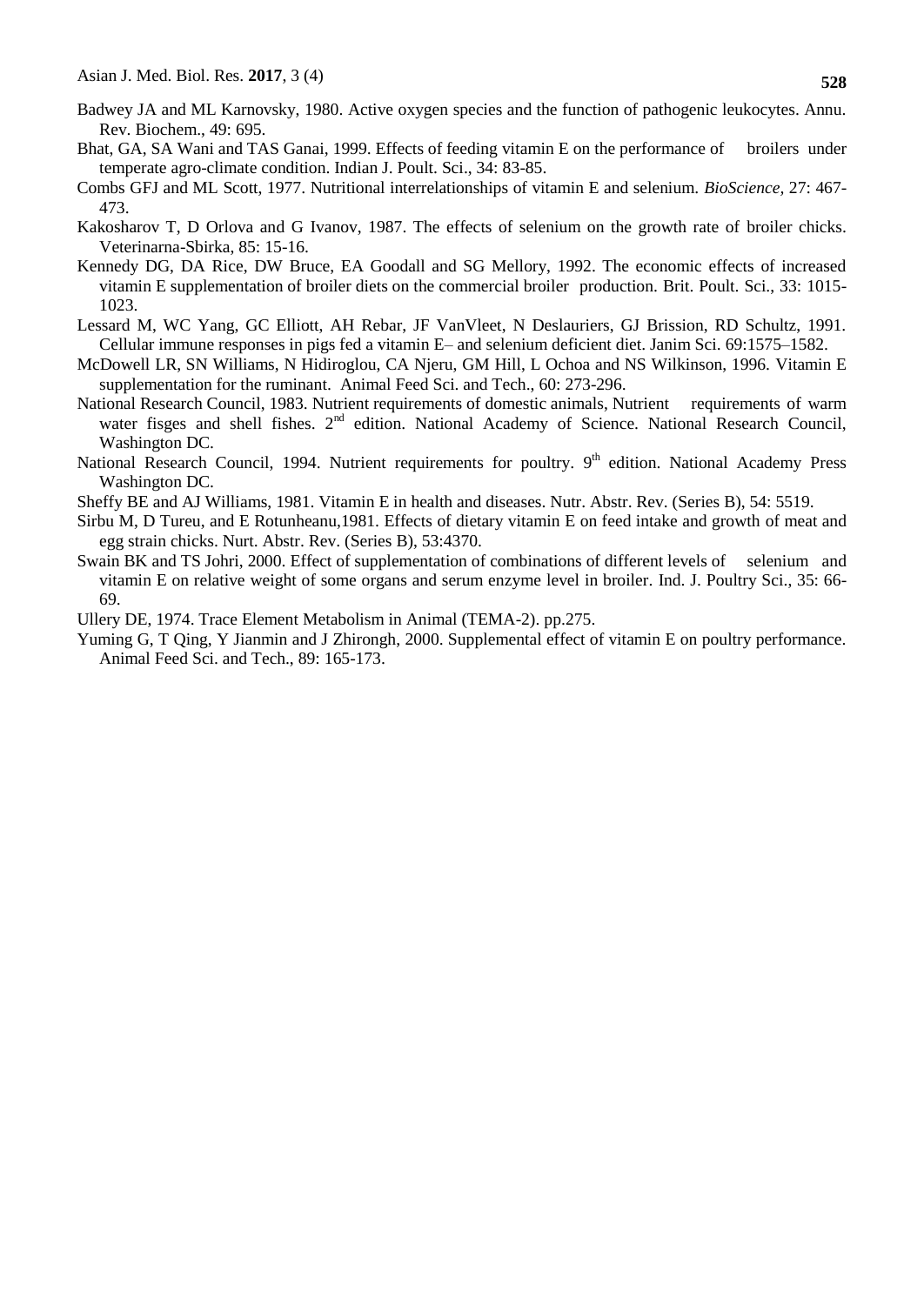Badwey JA and ML Karnovsky, 1980. Active oxygen species and the function of pathogenic leukocytes. Annu. Rev. Biochem., 49: 695.

Bhat, GA, SA Wani and TAS Ganai, 1999. Effects of feeding vitamin E on the performance of broilers under temperate agro-climate condition. Indian J. Poult. Sci., 34: 83-85.

Combs GFJ and ML Scott, 1977. Nutritional interrelationships of vitamin E and selenium. *BioScience*, 27: 467-473.

Kakosharov T, D Orlova and G Ivanov, 1987. The effects of selenium on the growth rate of broiler chicks. Veterinarna-Sbirka, 85: 15-16.

Kennedy DG, DA Rice, DW Bruce, EA Goodall and SG Mellory, 1992. The economic effects of increased vitamin E supplementation of broiler diets on the commercial broiler production. Brit. Poult. Sci., 33: 1015-1023.

Lessard M, WC Yang, GC Elliott, AH Rebar, JF VanVleet, N Deslauriers, GJ Brission, RD Schultz, 1991. Cellular immune responses in pigs fed a vitamin E– and selenium deficient diet. Janim Sci. 69:1575–1582.

McDowell LR, SN Williams, N Hidiroglou, CA Njeru, GM Hill, L Ochoa and NS Wilkinson, 1996. Vitamin E supplementation for the ruminant. Animal Feed Sci. and Tech., 60: 273-296.

National Research Council, 1983. Nutrient requirements of domestic animals, Nutrient requirements of warm water fisges and shell fishes. 2nd edition. National Academy of Science. National Research Council, Washington DC.

National Research Council, 1994. Nutrient requirements for poultry. 9th edition. National Academy Press Washington DC.

Sheffy BE and AJ Williams, 1981. Vitamin E in health and diseases. Nutr. Abstr. Rev. (Series B), 54: 5519.

Sirbu M, D Tureu, and E Rotunheanu,1981. Effects of dietary vitamin E on feed intake and growth of meat and egg strain chicks. Nurt. Abstr. Rev. (Series B), 53:4370.

Swain BK and TS Johri, 2000. Effect of supplementation of combinations of different levels of selenium and vitamin E on relative weight of some organs and serum enzyme level in broiler. Ind. J. Poultry Sci., 35: 66-69.

Ullery DE, 1974. Trace Element Metabolism in Animal (TEMA-2). pp.275.

Yuming G, T Qing, Y Jianmin and J Zhirongh, 2000. Supplemental effect of vitamin E on poultry performance. Animal Feed Sci. and Tech., 89: 165-173.